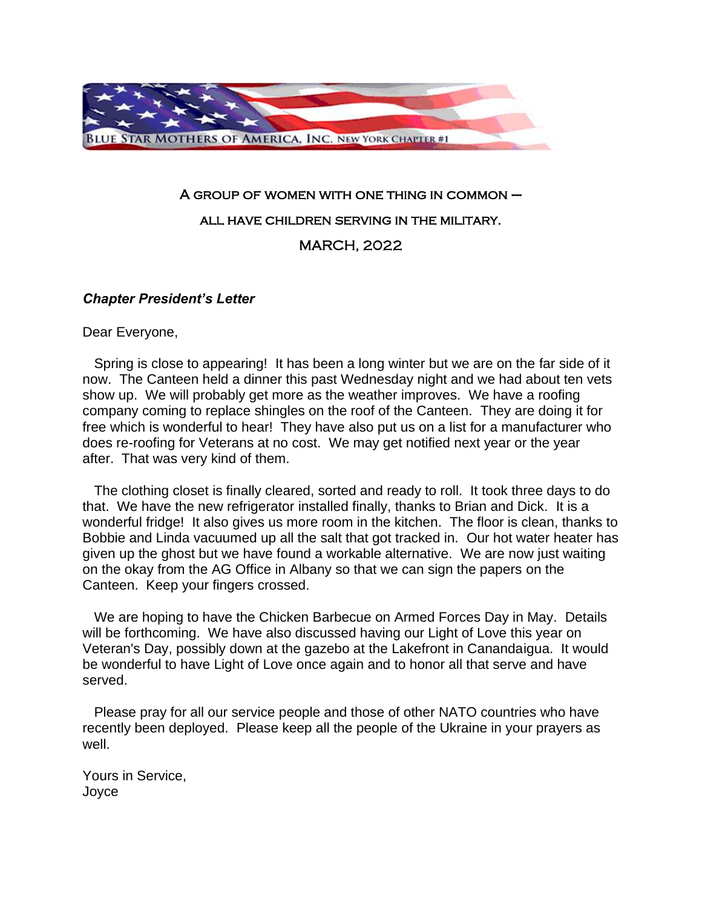BLUE STAR MOTHERS OF AMERICA, INC. NEW YORK CHAPTER #1

A GROUP OF WOMEN WITH ONE THING IN COMMON –

ALL HAVE CHILDREN SERVING IN THE MILITARY.

MARCH, 2022

***Chapter President's Letter***

Dear Everyone,

Spring is close to appearing! It has been a long winter but we are on the far side of it now. The Canteen held a dinner this past Wednesday night and we had about ten vets show up. We will probably get more as the weather improves. We have a roofing company coming to replace shingles on the roof of the Canteen. They are doing it for free which is wonderful to hear! They have also put us on a list for a manufacturer who does re-roofing for Veterans at no cost. We may get notified next year or the year after. That was very kind of them.

The clothing closet is finally cleared, sorted and ready to roll. It took three days to do that. We have the new refrigerator installed finally, thanks to Brian and Dick. It is a wonderful fridge! It also gives us more room in the kitchen. The floor is clean, thanks to Bobbie and Linda vacuumed up all the salt that got tracked in. Our hot water heater has given up the ghost but we have found a workable alternative. We are now just waiting on the okay from the AG Office in Albany so that we can sign the papers on the Canteen. Keep your fingers crossed.

We are hoping to have the Chicken Barbecue on Armed Forces Day in May. Details will be forthcoming. We have also discussed having our Light of Love this year on Veteran's Day, possibly down at the gazebo at the Lakefront in Canandaigua. It would be wonderful to have Light of Love once again and to honor all that serve and have served.

Please pray for all our service people and those of other NATO countries who have recently been deployed. Please keep all the people of the Ukraine in your prayers as well.

Yours in Service,
Joyce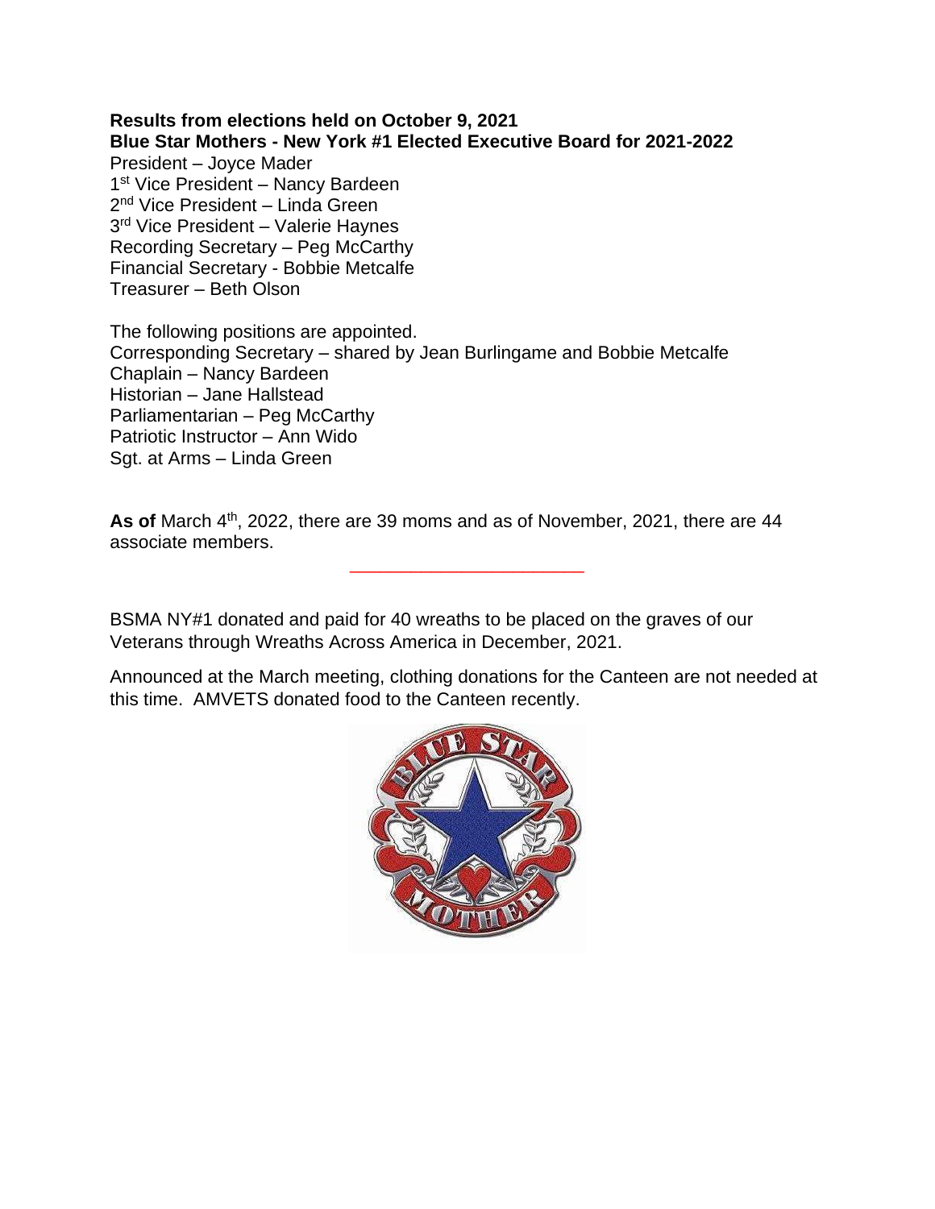**Results from elections held on October 9, 2021**
**Blue Star Mothers - New York #1 Elected Executive Board for 2021-2022**

President – Joyce Mader
1st Vice President – Nancy Bardeen
2nd Vice President – Linda Green
3rd Vice President – Valerie Haynes
Recording Secretary – Peg McCarthy
Financial Secretary - Bobbie Metcalfe
Treasurer – Beth Olson

The following positions are appointed.
Corresponding Secretary – shared by Jean Burlingame and Bobbie Metcalfe
Chaplain – Nancy Bardeen
Historian – Jane Hallstead
Parliamentarian – Peg McCarthy
Patriotic Instructor – Ann Wido
Sgt. at Arms – Linda Green

**As of** March 4th, 2022, there are 39 moms and as of November, 2021, there are 44 associate members.

---

BSMA NY#1 donated and paid for 40 wreaths to be placed on the graves of our Veterans through Wreaths Across America in December, 2021.

Announced at the March meeting, clothing donations for the Canteen are not needed at this time. AMVETS donated food to the Canteen recently.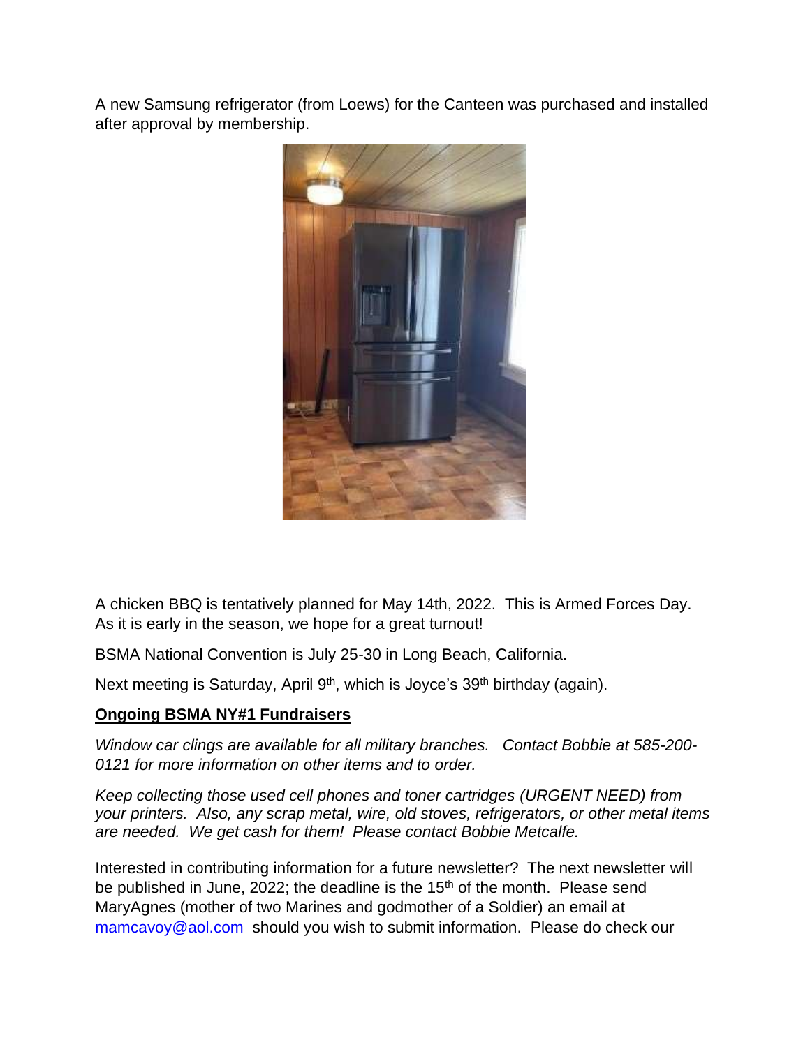A new Samsung refrigerator (from Loews) for the Canteen was purchased and installed after approval by membership.

A chicken BBQ is tentatively planned for May 14th, 2022. This is Armed Forces Day. As it is early in the season, we hope for a great turnout!

BSMA National Convention is July 25-30 in Long Beach, California.

Next meeting is Saturday, April 9th, which is Joyce's 39th birthday (again).

**Ongoing BSMA NY#1 Fundraisers**

*Window car clings are available for all military branches. Contact Bobbie at 585-200-0121 for more information on other items and to order.*

*Keep collecting those used cell phones and toner cartridges (URGENT NEED) from your printers. Also, any scrap metal, wire, old stoves, refrigerators, or other metal items are needed. We get cash for them! Please contact Bobbie Metcalfe.*

Interested in contributing information for a future newsletter? The next newsletter will be published in June, 2022; the deadline is the 15th of the month. Please send MaryAgnes (mother of two Marines and godmother of a Soldier) an email at mamcavoy@aol.com should you wish to submit information. Please do check our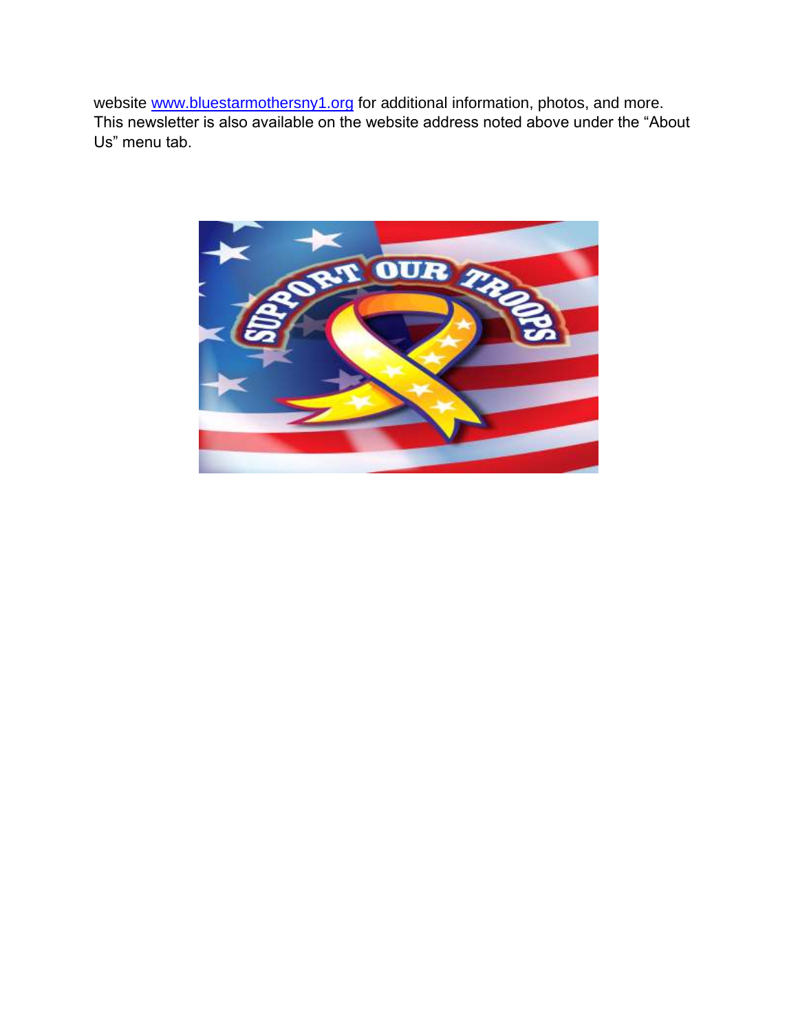website [www.bluestarmothersny1.org](http://www.bluestarmothersny1.org) for additional information, photos, and more. This newsletter is also available on the website address noted above under the "About Us" menu tab.